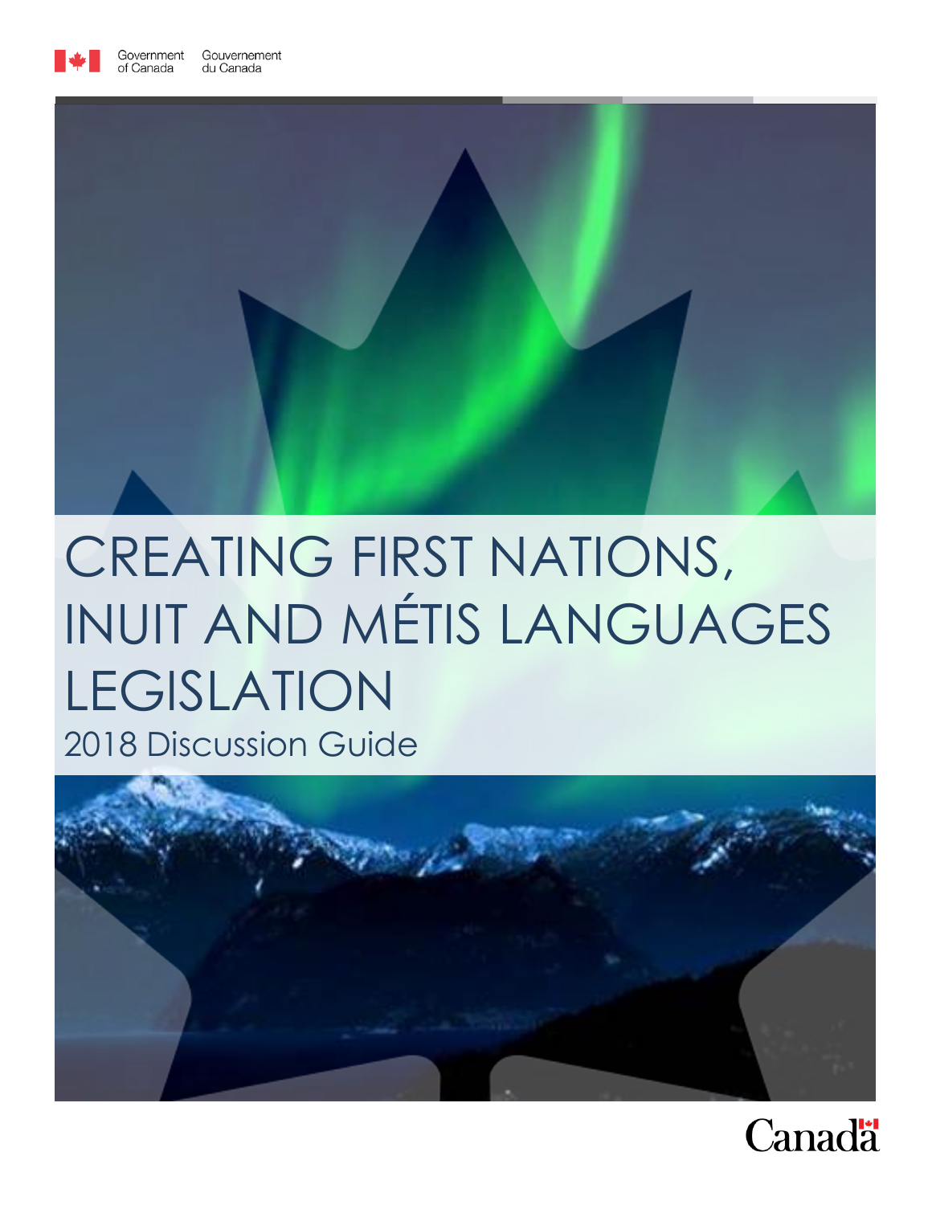Government of Canada Gouvernement du Canada

# CREATING FIRST NATIONS, INUIT AND MÉTIS LANGUAGES LEGISLATION

2018 Discussion Guide

Canada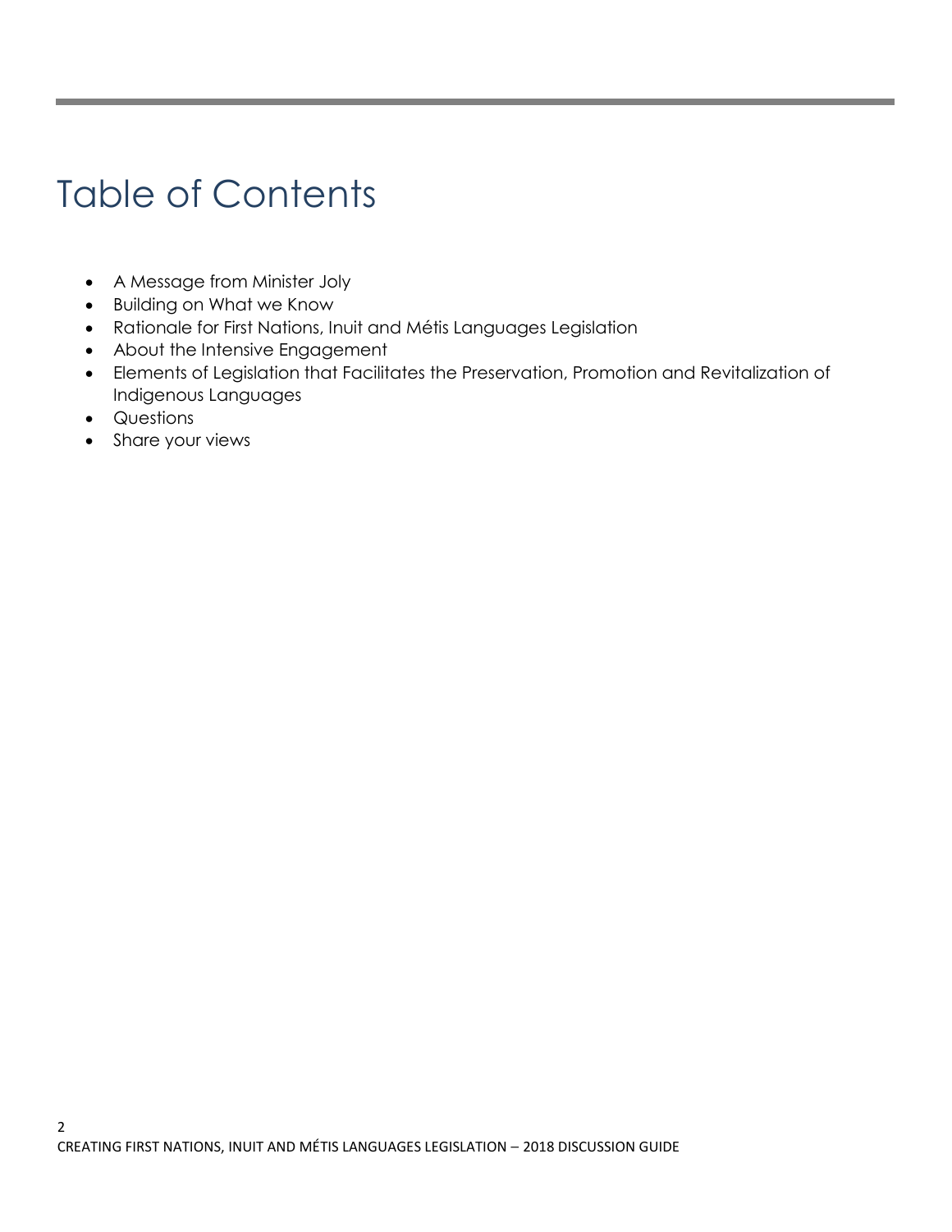# Table of Contents

- A Message from Minister Joly
- Building on What we Know
- Rationale for First Nations, Inuit and Métis Languages Legislation
- About the Intensive Engagement
- Elements of Legislation that Facilitates the Preservation, Promotion and Revitalization of Indigenous Languages
- Questions
- Share your views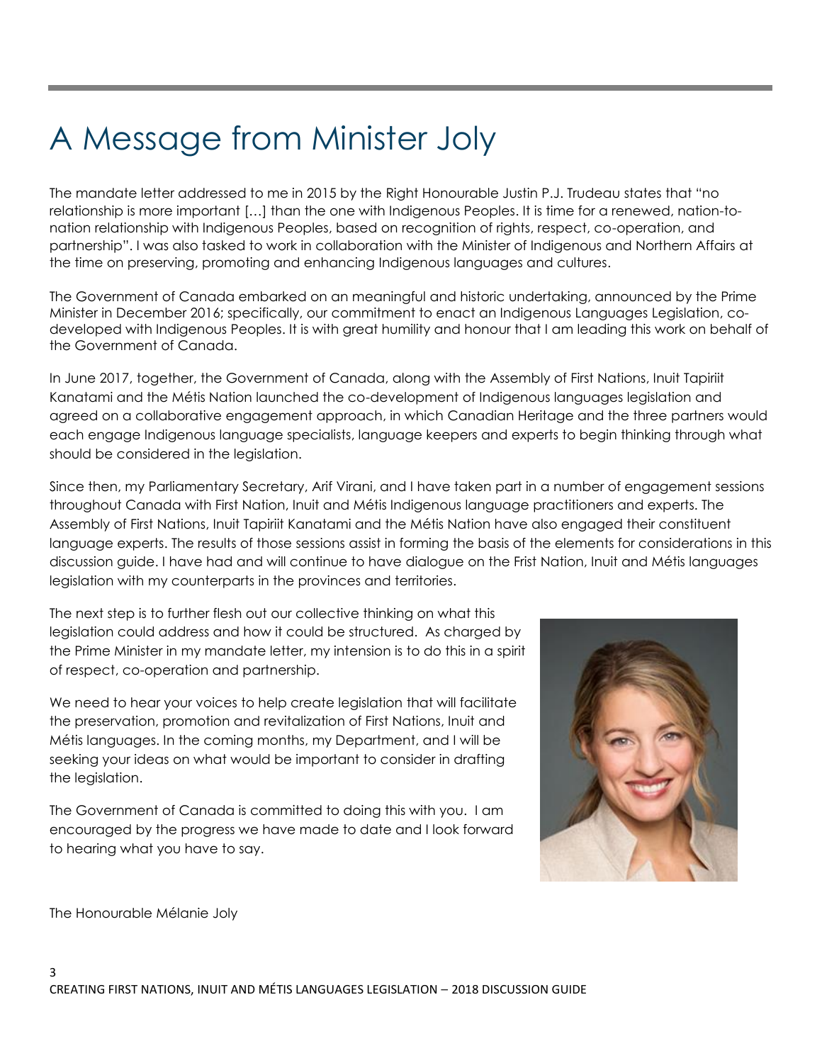# A Message from Minister Joly

The mandate letter addressed to me in 2015 by the Right Honourable Justin P.J. Trudeau states that "no relationship is more important […] than the one with Indigenous Peoples. It is time for a renewed, nation-to-nation relationship with Indigenous Peoples, based on recognition of rights, respect, co-operation, and partnership". I was also tasked to work in collaboration with the Minister of Indigenous and Northern Affairs at the time on preserving, promoting and enhancing Indigenous languages and cultures.

The Government of Canada embarked on an meaningful and historic undertaking, announced by the Prime Minister in December 2016; specifically, our commitment to enact an Indigenous Languages Legislation, co-developed with Indigenous Peoples. It is with great humility and honour that I am leading this work on behalf of the Government of Canada.

In June 2017, together, the Government of Canada, along with the Assembly of First Nations, Inuit Tapiriit Kanatami and the Métis Nation launched the co-development of Indigenous languages legislation and agreed on a collaborative engagement approach, in which Canadian Heritage and the three partners would each engage Indigenous language specialists, language keepers and experts to begin thinking through what should be considered in the legislation.

Since then, my Parliamentary Secretary, Arif Virani, and I have taken part in a number of engagement sessions throughout Canada with First Nation, Inuit and Métis Indigenous language practitioners and experts. The Assembly of First Nations, Inuit Tapiriit Kanatami and the Métis Nation have also engaged their constituent language experts. The results of those sessions assist in forming the basis of the elements for considerations in this discussion guide. I have had and will continue to have dialogue on the Frist Nation, Inuit and Métis languages legislation with my counterparts in the provinces and territories.

The next step is to further flesh out our collective thinking on what this legislation could address and how it could be structured. As charged by the Prime Minister in my mandate letter, my intension is to do this in a spirit of respect, co-operation and partnership.

We need to hear your voices to help create legislation that will facilitate the preservation, promotion and revitalization of First Nations, Inuit and Métis languages. In the coming months, my Department, and I will be seeking your ideas on what would be important to consider in drafting the legislation.

The Government of Canada is committed to doing this with you. I am encouraged by the progress we have made to date and I look forward to hearing what you have to say.

The Honourable Mélanie Joly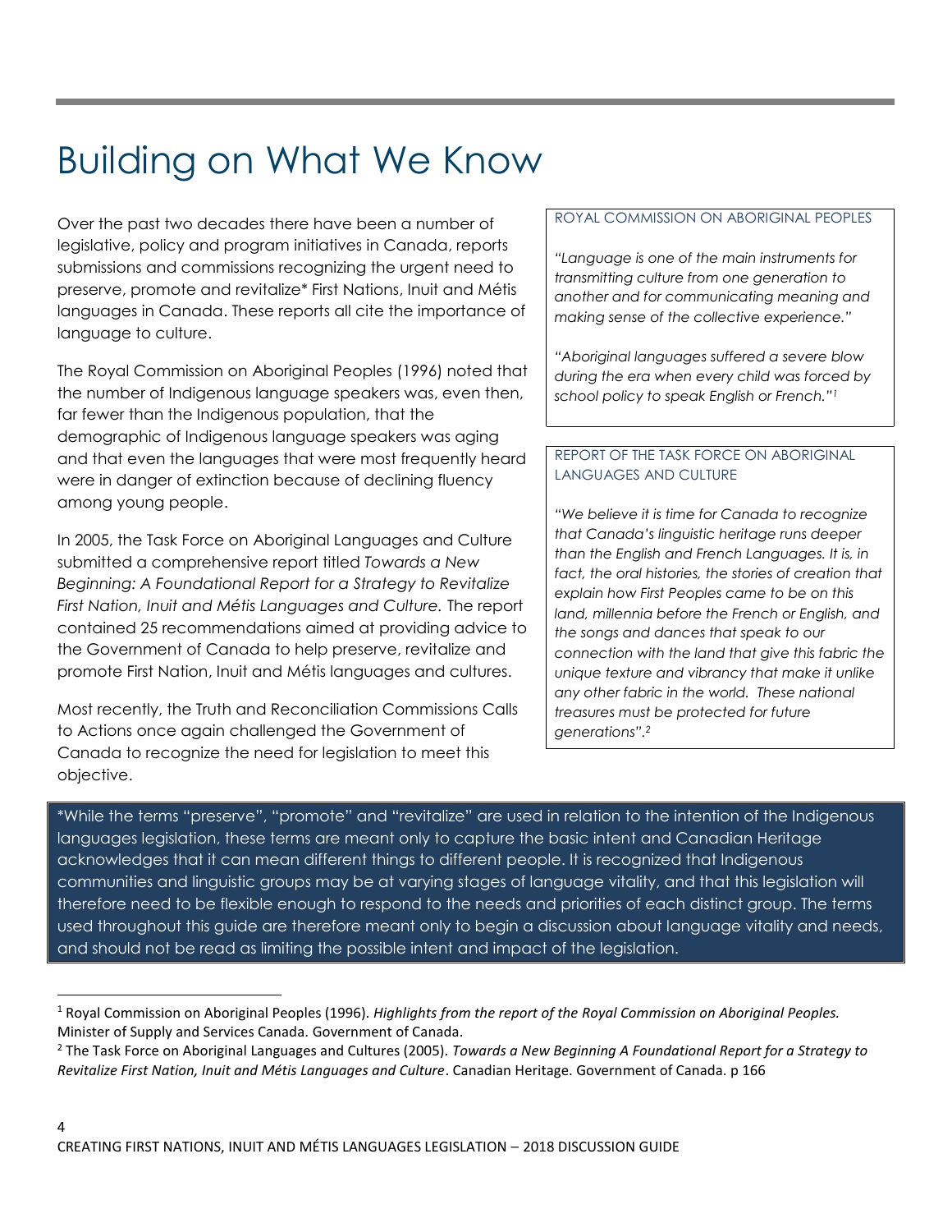# Building on What We Know

Over the past two decades there have been a number of legislative, policy and program initiatives in Canada, reports submissions and commissions recognizing the urgent need to preserve, promote and revitalize* First Nations, Inuit and Métis languages in Canada. These reports all cite the importance of language to culture.

The Royal Commission on Aboriginal Peoples (1996) noted that the number of Indigenous language speakers was, even then, far fewer than the Indigenous population, that the demographic of Indigenous language speakers was aging and that even the languages that were most frequently heard were in danger of extinction because of declining fluency among young people.

In 2005, the Task Force on Aboriginal Languages and Culture submitted a comprehensive report titled *Towards a New Beginning: A Foundational Report for a Strategy to Revitalize First Nation, Inuit and Métis Languages and Culture.* The report contained 25 recommendations aimed at providing advice to the Government of Canada to help preserve, revitalize and promote First Nation, Inuit and Métis languages and cultures.

Most recently, the Truth and Reconciliation Commissions Calls to Actions once again challenged the Government of Canada to recognize the need for legislation to meet this objective.

ROYAL COMMISSION ON ABORIGINAL PEOPLES

*"Language is one of the main instruments for transmitting culture from one generation to another and for communicating meaning and making sense of the collective experience."*

*"Aboriginal languages suffered a severe blow during the era when every child was forced by school policy to speak English or French."*[1]

REPORT OF THE TASK FORCE ON ABORIGINAL LANGUAGES AND CULTURE

*"We believe it is time for Canada to recognize that Canada's linguistic heritage runs deeper than the English and French Languages. It is, in fact, the oral histories, the stories of creation that explain how First Peoples came to be on this land, millennia before the French or English, and the songs and dances that speak to our connection with the land that give this fabric the unique texture and vibrancy that make it unlike any other fabric in the world. These national treasures must be protected for future generations".*[2]

*While the terms "preserve", "promote" and "revitalize" are used in relation to the intention of the Indigenous languages legislation, these terms are meant only to capture the basic intent and Canadian Heritage acknowledges that it can mean different things to different people. It is recognized that Indigenous communities and linguistic groups may be at varying stages of language vitality, and that this legislation will therefore need to be flexible enough to respond to the needs and priorities of each distinct group. The terms used throughout this guide are therefore meant only to begin a discussion about language vitality and needs, and should not be read as limiting the possible intent and impact of the legislation.

[1] Royal Commission on Aboriginal Peoples (1996). *Highlights from the report of the Royal Commission on Aboriginal Peoples.* Minister of Supply and Services Canada. Government of Canada.

[2] The Task Force on Aboriginal Languages and Cultures (2005). *Towards a New Beginning A Foundational Report for a Strategy to Revitalize First Nation, Inuit and Métis Languages and Culture*. Canadian Heritage. Government of Canada. p 166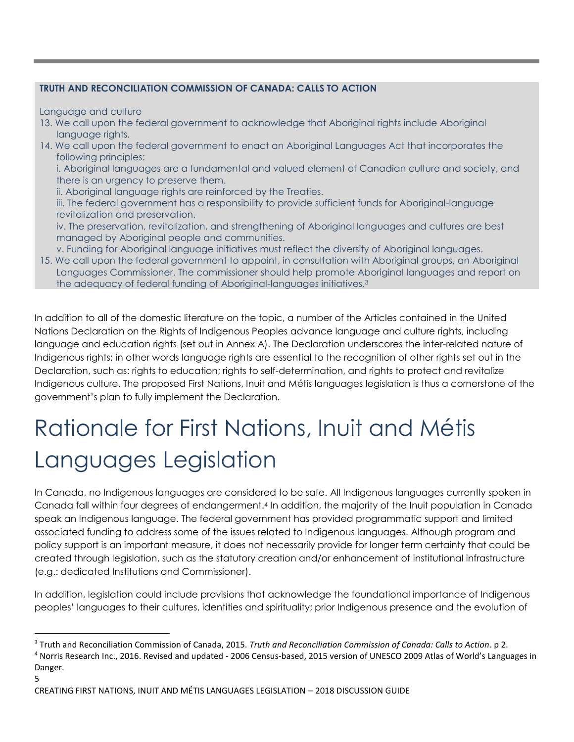**TRUTH AND RECONCILIATION COMMISSION OF CANADA: CALLS TO ACTION**

Language and culture

13. We call upon the federal government to acknowledge that Aboriginal rights include Aboriginal language rights.
14. We call upon the federal government to enact an Aboriginal Languages Act that incorporates the following principles:
    i. Aboriginal languages are a fundamental and valued element of Canadian culture and society, and there is an urgency to preserve them.
    ii. Aboriginal language rights are reinforced by the Treaties.
    iii. The federal government has a responsibility to provide sufficient funds for Aboriginal-language revitalization and preservation.
    iv. The preservation, revitalization, and strengthening of Aboriginal languages and cultures are best managed by Aboriginal people and communities.
    v. Funding for Aboriginal language initiatives must reflect the diversity of Aboriginal languages.
15. We call upon the federal government to appoint, in consultation with Aboriginal groups, an Aboriginal Languages Commissioner. The commissioner should help promote Aboriginal languages and report on the adequacy of federal funding of Aboriginal-languages initiatives.[3]

In addition to all of the domestic literature on the topic, a number of the Articles contained in the United Nations Declaration on the Rights of Indigenous Peoples advance language and culture rights, including language and education rights (set out in Annex A). The Declaration underscores the inter-related nature of Indigenous rights; in other words language rights are essential to the recognition of other rights set out in the Declaration, such as: rights to education; rights to self-determination, and rights to protect and revitalize Indigenous culture. The proposed First Nations, Inuit and Métis languages legislation is thus a cornerstone of the government's plan to fully implement the Declaration.

# Rationale for First Nations, Inuit and Métis Languages Legislation

In Canada, no Indigenous languages are considered to be safe. All Indigenous languages currently spoken in Canada fall within four degrees of endangerment.[4] In addition, the majority of the Inuit population in Canada speak an Indigenous language. The federal government has provided programmatic support and limited associated funding to address some of the issues related to Indigenous languages. Although program and policy support is an important measure, it does not necessarily provide for longer term certainty that could be created through legislation, such as the statutory creation and/or enhancement of institutional infrastructure (e.g.: dedicated Institutions and Commissioner).

In addition, legislation could include provisions that acknowledge the foundational importance of Indigenous peoples' languages to their cultures, identities and spirituality; prior Indigenous presence and the evolution of

---

[3] Truth and Reconciliation Commission of Canada, 2015. *Truth and Reconciliation Commission of Canada: Calls to Action*. p 2.

[4] Norris Research Inc., 2016. Revised and updated - 2006 Census-based, 2015 version of UNESCO 2009 Atlas of World's Languages in Danger.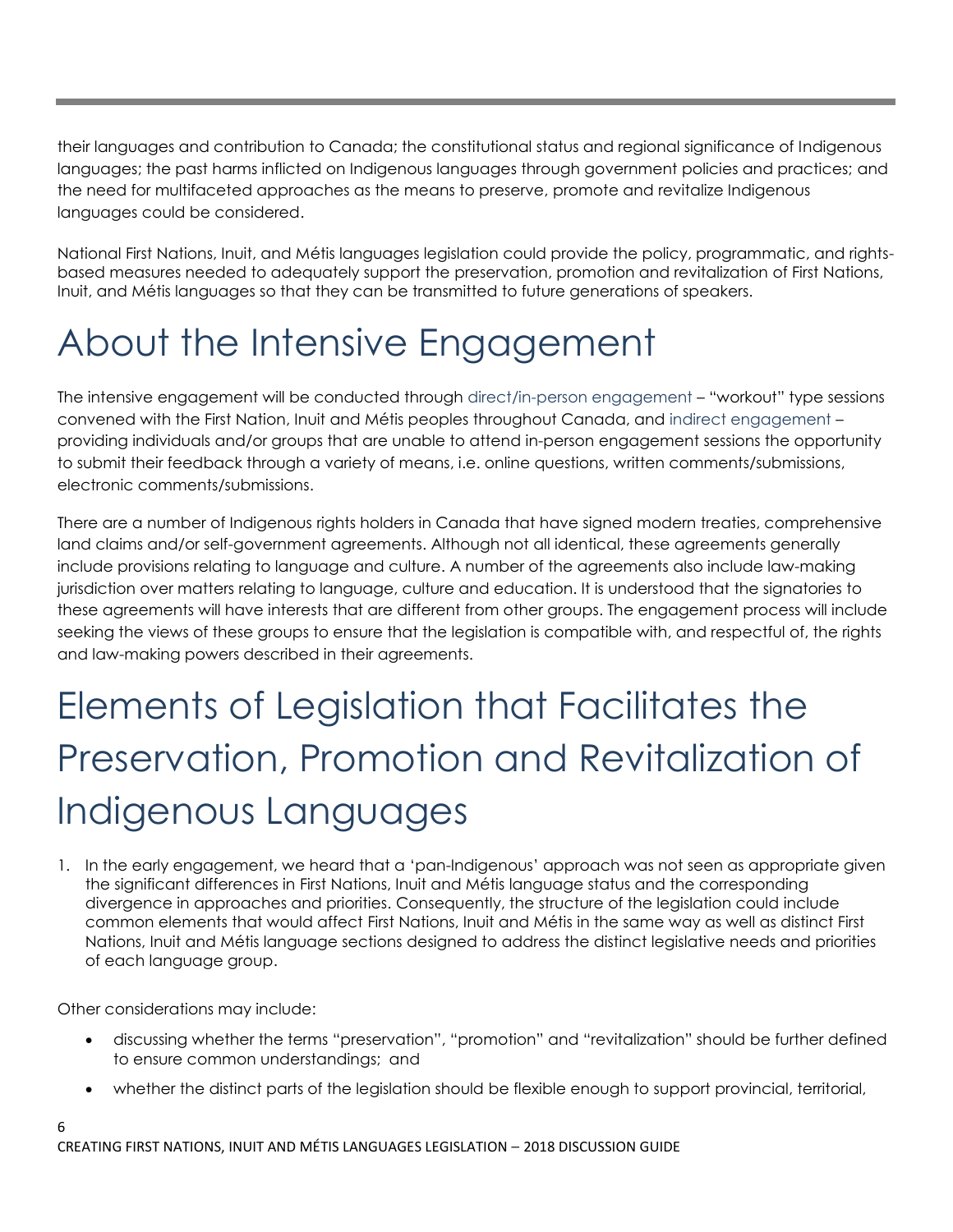their languages and contribution to Canada; the constitutional status and regional significance of Indigenous languages; the past harms inflicted on Indigenous languages through government policies and practices; and the need for multifaceted approaches as the means to preserve, promote and revitalize Indigenous languages could be considered.

National First Nations, Inuit, and Métis languages legislation could provide the policy, programmatic, and rights-based measures needed to adequately support the preservation, promotion and revitalization of First Nations, Inuit, and Métis languages so that they can be transmitted to future generations of speakers.

# About the Intensive Engagement

The intensive engagement will be conducted through direct/in-person engagement – "workout" type sessions convened with the First Nation, Inuit and Métis peoples throughout Canada, and indirect engagement – providing individuals and/or groups that are unable to attend in-person engagement sessions the opportunity to submit their feedback through a variety of means, i.e. online questions, written comments/submissions, electronic comments/submissions.

There are a number of Indigenous rights holders in Canada that have signed modern treaties, comprehensive land claims and/or self-government agreements. Although not all identical, these agreements generally include provisions relating to language and culture. A number of the agreements also include law-making jurisdiction over matters relating to language, culture and education. It is understood that the signatories to these agreements will have interests that are different from other groups. The engagement process will include seeking the views of these groups to ensure that the legislation is compatible with, and respectful of, the rights and law-making powers described in their agreements.

# Elements of Legislation that Facilitates the Preservation, Promotion and Revitalization of Indigenous Languages

1. In the early engagement, we heard that a 'pan-Indigenous' approach was not seen as appropriate given the significant differences in First Nations, Inuit and Métis language status and the corresponding divergence in approaches and priorities. Consequently, the structure of the legislation could include common elements that would affect First Nations, Inuit and Métis in the same way as well as distinct First Nations, Inuit and Métis language sections designed to address the distinct legislative needs and priorities of each language group.

Other considerations may include:

- discussing whether the terms "preservation", "promotion" and "revitalization" should be further defined to ensure common understandings; and
- whether the distinct parts of the legislation should be flexible enough to support provincial, territorial,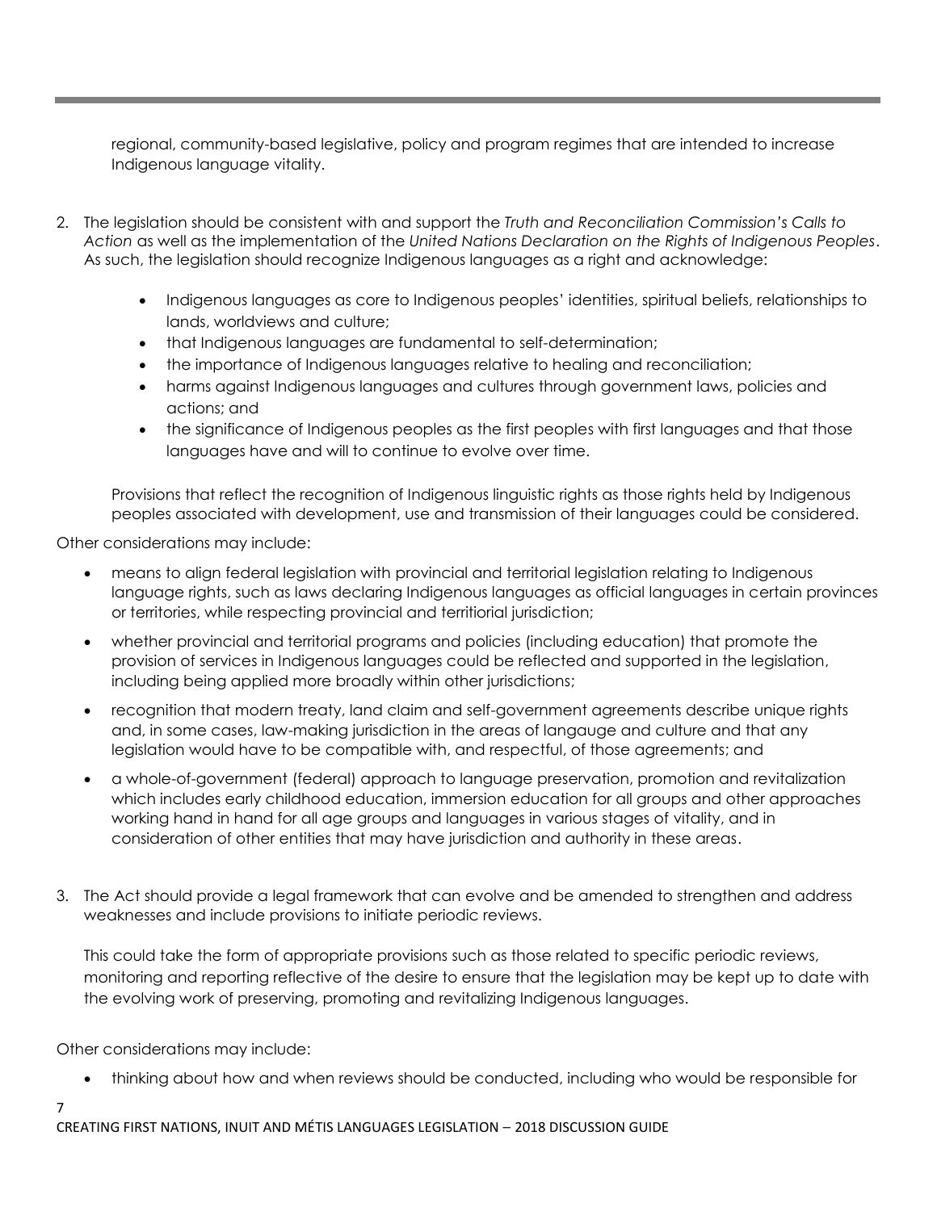regional, community-based legislative, policy and program regimes that are intended to increase Indigenous language vitality.

2. The legislation should be consistent with and support the *Truth and Reconciliation Commission's Calls to Action* as well as the implementation of the *United Nations Declaration on the Rights of Indigenous Peoples*. As such, the legislation should recognize Indigenous languages as a right and acknowledge:

   - Indigenous languages as core to Indigenous peoples' identities, spiritual beliefs, relationships to lands, worldviews and culture;
   - that Indigenous languages are fundamental to self-determination;
   - the importance of Indigenous languages relative to healing and reconciliation;
   - harms against Indigenous languages and cultures through government laws, policies and actions; and
   - the significance of Indigenous peoples as the first peoples with first languages and that those languages have and will to continue to evolve over time.

   Provisions that reflect the recognition of Indigenous linguistic rights as those rights held by Indigenous peoples associated with development, use and transmission of their languages could be considered.

Other considerations may include:

- means to align federal legislation with provincial and territorial legislation relating to Indigenous language rights, such as laws declaring Indigenous languages as official languages in certain provinces or territories, while respecting provincial and territiorial jurisdiction;
- whether provincial and territorial programs and policies (including education) that promote the provision of services in Indigenous languages could be reflected and supported in the legislation, including being applied more broadly within other jurisdictions;
- recognition that modern treaty, land claim and self-government agreements describe unique rights and, in some cases, law-making jurisdiction in the areas of langauge and culture and that any legislation would have to be compatible with, and respectful, of those agreements; and
- a whole-of-government (federal) approach to language preservation, promotion and revitalization which includes early childhood education, immersion education for all groups and other approaches working hand in hand for all age groups and languages in various stages of vitality, and in consideration of other entities that may have jurisdiction and authority in these areas.

3. The Act should provide a legal framework that can evolve and be amended to strengthen and address weaknesses and include provisions to initiate periodic reviews.

   This could take the form of appropriate provisions such as those related to specific periodic reviews, monitoring and reporting reflective of the desire to ensure that the legislation may be kept up to date with the evolving work of preserving, promoting and revitalizing Indigenous languages.

Other considerations may include:

- thinking about how and when reviews should be conducted, including who would be responsible for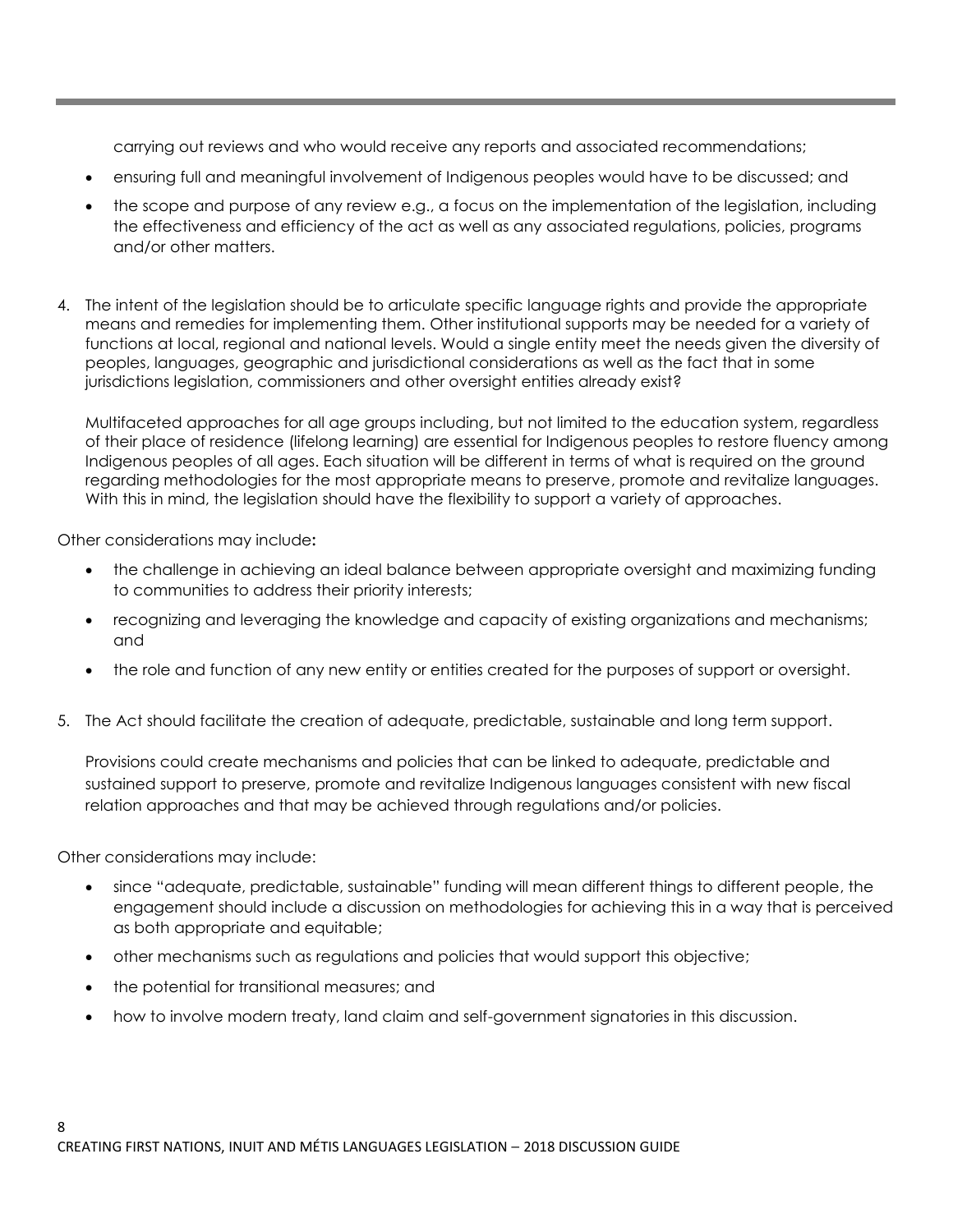carrying out reviews and who would receive any reports and associated recommendations;

- ensuring full and meaningful involvement of Indigenous peoples would have to be discussed; and
- the scope and purpose of any review e.g., a focus on the implementation of the legislation, including the effectiveness and efficiency of the act as well as any associated regulations, policies, programs and/or other matters.

4. The intent of the legislation should be to articulate specific language rights and provide the appropriate means and remedies for implementing them. Other institutional supports may be needed for a variety of functions at local, regional and national levels. Would a single entity meet the needs given the diversity of peoples, languages, geographic and jurisdictional considerations as well as the fact that in some jurisdictions legislation, commissioners and other oversight entities already exist?

   Multifaceted approaches for all age groups including, but not limited to the education system, regardless of their place of residence (lifelong learning) are essential for Indigenous peoples to restore fluency among Indigenous peoples of all ages. Each situation will be different in terms of what is required on the ground regarding methodologies for the most appropriate means to preserve, promote and revitalize languages. With this in mind, the legislation should have the flexibility to support a variety of approaches.

Other considerations may include**:**

- the challenge in achieving an ideal balance between appropriate oversight and maximizing funding to communities to address their priority interests;
- recognizing and leveraging the knowledge and capacity of existing organizations and mechanisms; and
- the role and function of any new entity or entities created for the purposes of support or oversight.

5. The Act should facilitate the creation of adequate, predictable, sustainable and long term support.

   Provisions could create mechanisms and policies that can be linked to adequate, predictable and sustained support to preserve, promote and revitalize Indigenous languages consistent with new fiscal relation approaches and that may be achieved through regulations and/or policies.

Other considerations may include:

- since "adequate, predictable, sustainable" funding will mean different things to different people, the engagement should include a discussion on methodologies for achieving this in a way that is perceived as both appropriate and equitable;
- other mechanisms such as regulations and policies that would support this objective;
- the potential for transitional measures; and
- how to involve modern treaty, land claim and self-government signatories in this discussion.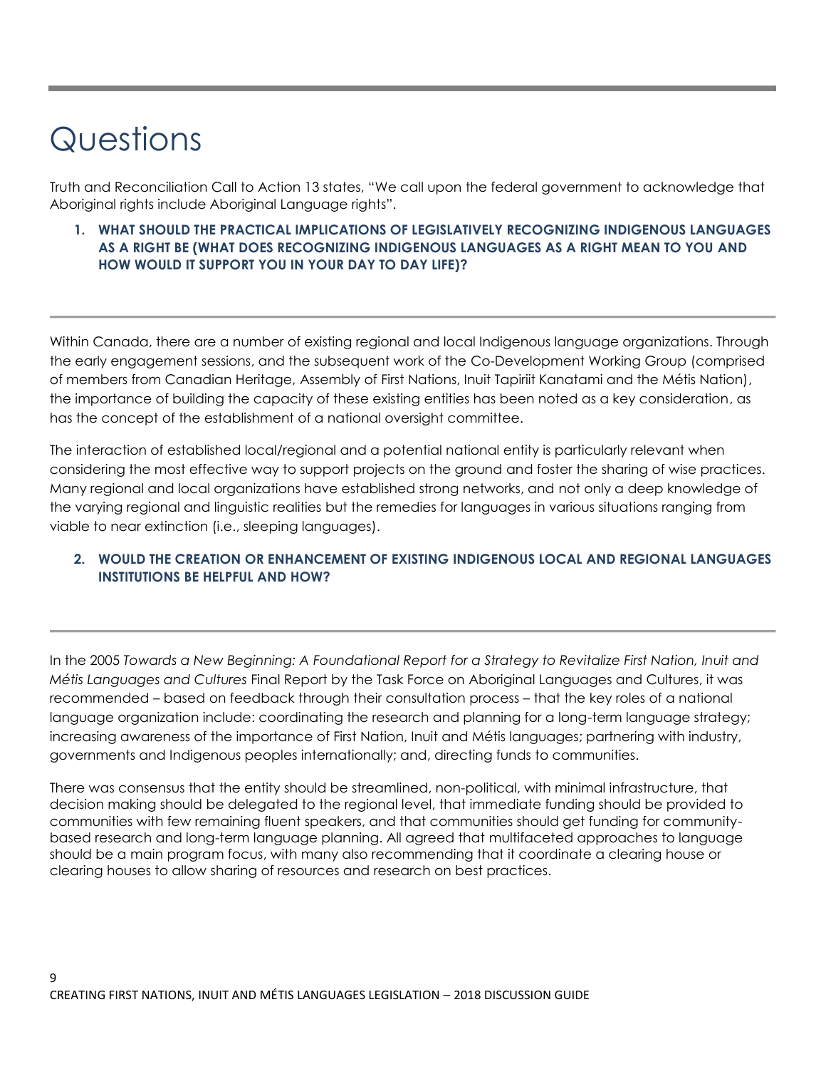# Questions

Truth and Reconciliation Call to Action 13 states, "We call upon the federal government to acknowledge that Aboriginal rights include Aboriginal Language rights".

1. **WHAT SHOULD THE PRACTICAL IMPLICATIONS OF LEGISLATIVELY RECOGNIZING INDIGENOUS LANGUAGES AS A RIGHT BE (WHAT DOES RECOGNIZING INDIGENOUS LANGUAGES AS A RIGHT MEAN TO YOU AND HOW WOULD IT SUPPORT YOU IN YOUR DAY TO DAY LIFE)?**

---

Within Canada, there are a number of existing regional and local Indigenous language organizations. Through the early engagement sessions, and the subsequent work of the Co-Development Working Group (comprised of members from Canadian Heritage, Assembly of First Nations, Inuit Tapiriit Kanatami and the Métis Nation), the importance of building the capacity of these existing entities has been noted as a key consideration, as has the concept of the establishment of a national oversight committee.

The interaction of established local/regional and a potential national entity is particularly relevant when considering the most effective way to support projects on the ground and foster the sharing of wise practices. Many regional and local organizations have established strong networks, and not only a deep knowledge of the varying regional and linguistic realities but the remedies for languages in various situations ranging from viable to near extinction (i.e., sleeping languages).

2. **WOULD THE CREATION OR ENHANCEMENT OF EXISTING INDIGENOUS LOCAL AND REGIONAL LANGUAGES INSTITUTIONS BE HELPFUL AND HOW?**

---

In the 2005 *Towards a New Beginning: A Foundational Report for a Strategy to Revitalize First Nation, Inuit and Métis Languages and Cultures* Final Report by the Task Force on Aboriginal Languages and Cultures, it was recommended – based on feedback through their consultation process – that the key roles of a national language organization include: coordinating the research and planning for a long-term language strategy; increasing awareness of the importance of First Nation, Inuit and Métis languages; partnering with industry, governments and Indigenous peoples internationally; and, directing funds to communities.

There was consensus that the entity should be streamlined, non-political, with minimal infrastructure, that decision making should be delegated to the regional level, that immediate funding should be provided to communities with few remaining fluent speakers, and that communities should get funding for community-based research and long-term language planning. All agreed that multifaceted approaches to language should be a main program focus, with many also recommending that it coordinate a clearing house or clearing houses to allow sharing of resources and research on best practices.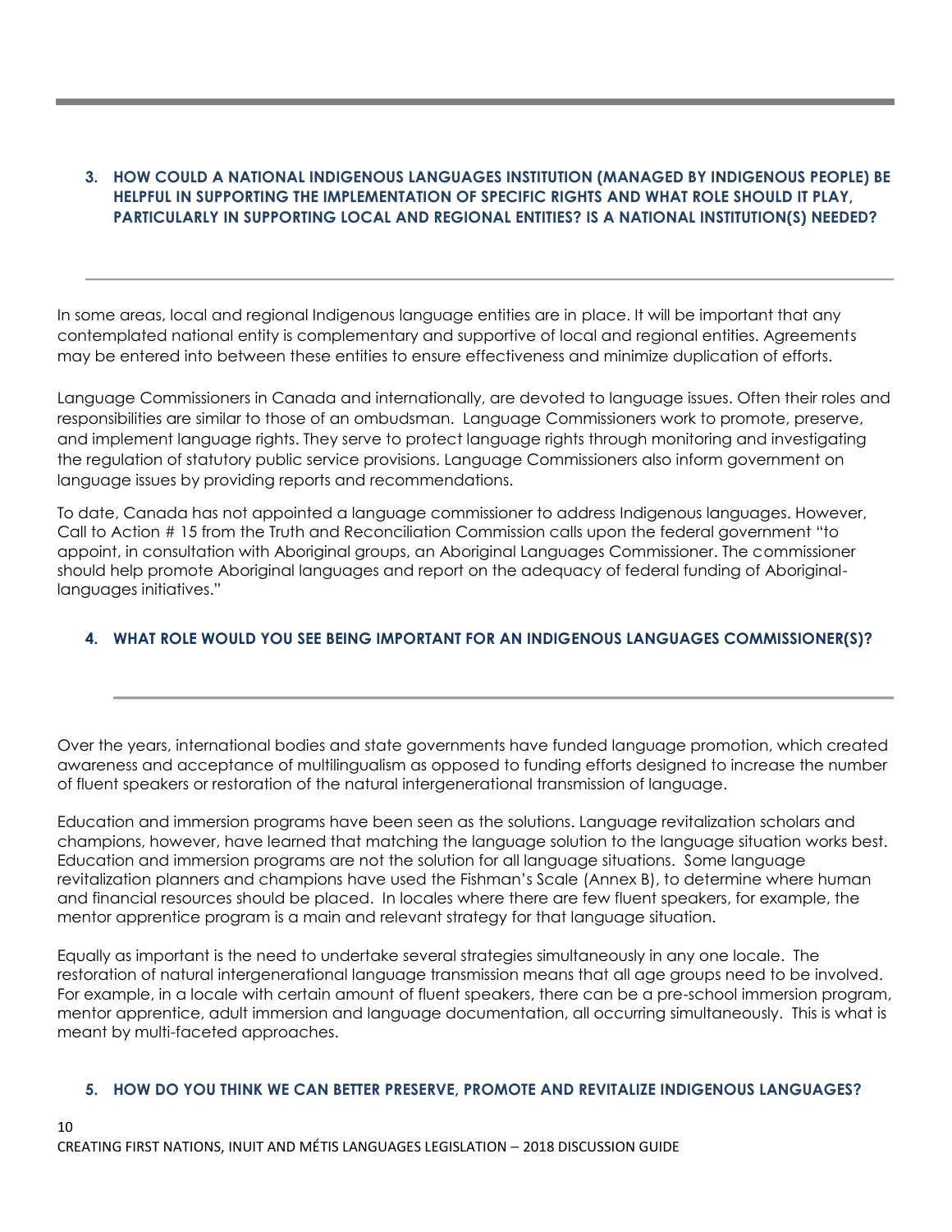### 3. HOW COULD A NATIONAL INDIGENOUS LANGUAGES INSTITUTION (MANAGED BY INDIGENOUS PEOPLE) BE HELPFUL IN SUPPORTING THE IMPLEMENTATION OF SPECIFIC RIGHTS AND WHAT ROLE SHOULD IT PLAY, PARTICULARLY IN SUPPORTING LOCAL AND REGIONAL ENTITIES? IS A NATIONAL INSTITUTION(S) NEEDED?

In some areas, local and regional Indigenous language entities are in place. It will be important that any contemplated national entity is complementary and supportive of local and regional entities. Agreements may be entered into between these entities to ensure effectiveness and minimize duplication of efforts.

Language Commissioners in Canada and internationally, are devoted to language issues. Often their roles and responsibilities are similar to those of an ombudsman. Language Commissioners work to promote, preserve, and implement language rights. They serve to protect language rights through monitoring and investigating the regulation of statutory public service provisions. Language Commissioners also inform government on language issues by providing reports and recommendations.

To date, Canada has not appointed a language commissioner to address Indigenous languages. However, Call to Action # 15 from the Truth and Reconciliation Commission calls upon the federal government "to appoint, in consultation with Aboriginal groups, an Aboriginal Languages Commissioner. The commissioner should help promote Aboriginal languages and report on the adequacy of federal funding of Aboriginal-languages initiatives."

### 4. WHAT ROLE WOULD YOU SEE BEING IMPORTANT FOR AN INDIGENOUS LANGUAGES COMMISSIONER(S)?

Over the years, international bodies and state governments have funded language promotion, which created awareness and acceptance of multilingualism as opposed to funding efforts designed to increase the number of fluent speakers or restoration of the natural intergenerational transmission of language.

Education and immersion programs have been seen as the solutions. Language revitalization scholars and champions, however, have learned that matching the language solution to the language situation works best. Education and immersion programs are not the solution for all language situations. Some language revitalization planners and champions have used the Fishman's Scale (Annex B), to determine where human and financial resources should be placed. In locales where there are few fluent speakers, for example, the mentor apprentice program is a main and relevant strategy for that language situation.

Equally as important is the need to undertake several strategies simultaneously in any one locale. The restoration of natural intergenerational language transmission means that all age groups need to be involved. For example, in a locale with certain amount of fluent speakers, there can be a pre-school immersion program, mentor apprentice, adult immersion and language documentation, all occurring simultaneously. This is what is meant by multi-faceted approaches.

### 5. HOW DO YOU THINK WE CAN BETTER PRESERVE, PROMOTE AND REVITALIZE INDIGENOUS LANGUAGES?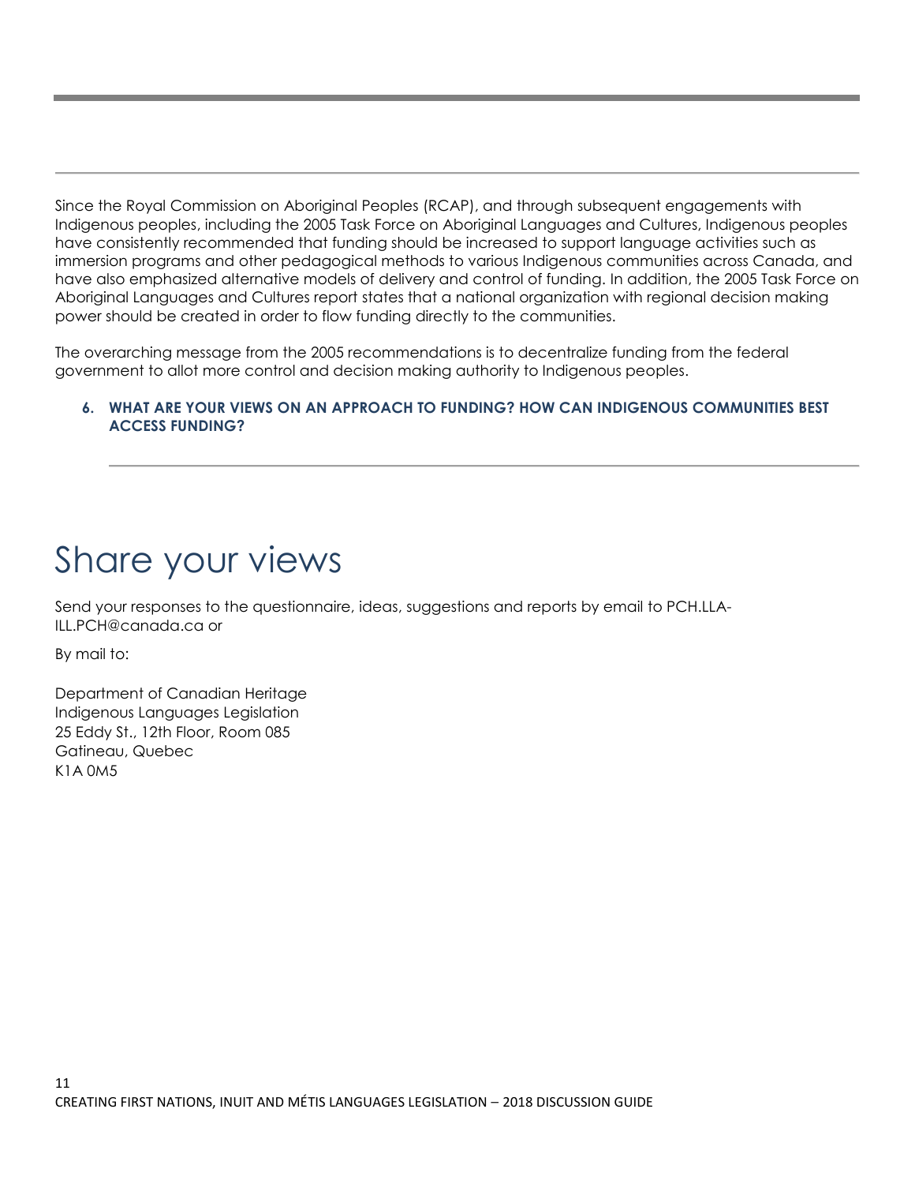Since the Royal Commission on Aboriginal Peoples (RCAP), and through subsequent engagements with Indigenous peoples, including the 2005 Task Force on Aboriginal Languages and Cultures, Indigenous peoples have consistently recommended that funding should be increased to support language activities such as immersion programs and other pedagogical methods to various Indigenous communities across Canada, and have also emphasized alternative models of delivery and control of funding. In addition, the 2005 Task Force on Aboriginal Languages and Cultures report states that a national organization with regional decision making power should be created in order to flow funding directly to the communities.

The overarching message from the 2005 recommendations is to decentralize funding from the federal government to allot more control and decision making authority to Indigenous peoples.

6. **WHAT ARE YOUR VIEWS ON AN APPROACH TO FUNDING? HOW CAN INDIGENOUS COMMUNITIES BEST ACCESS FUNDING?**

# Share your views

Send your responses to the questionnaire, ideas, suggestions and reports by email to PCH.LLA-ILL.PCH@canada.ca or

By mail to:

Department of Canadian Heritage
Indigenous Languages Legislation
25 Eddy St., 12th Floor, Room 085
Gatineau, Quebec
K1A 0M5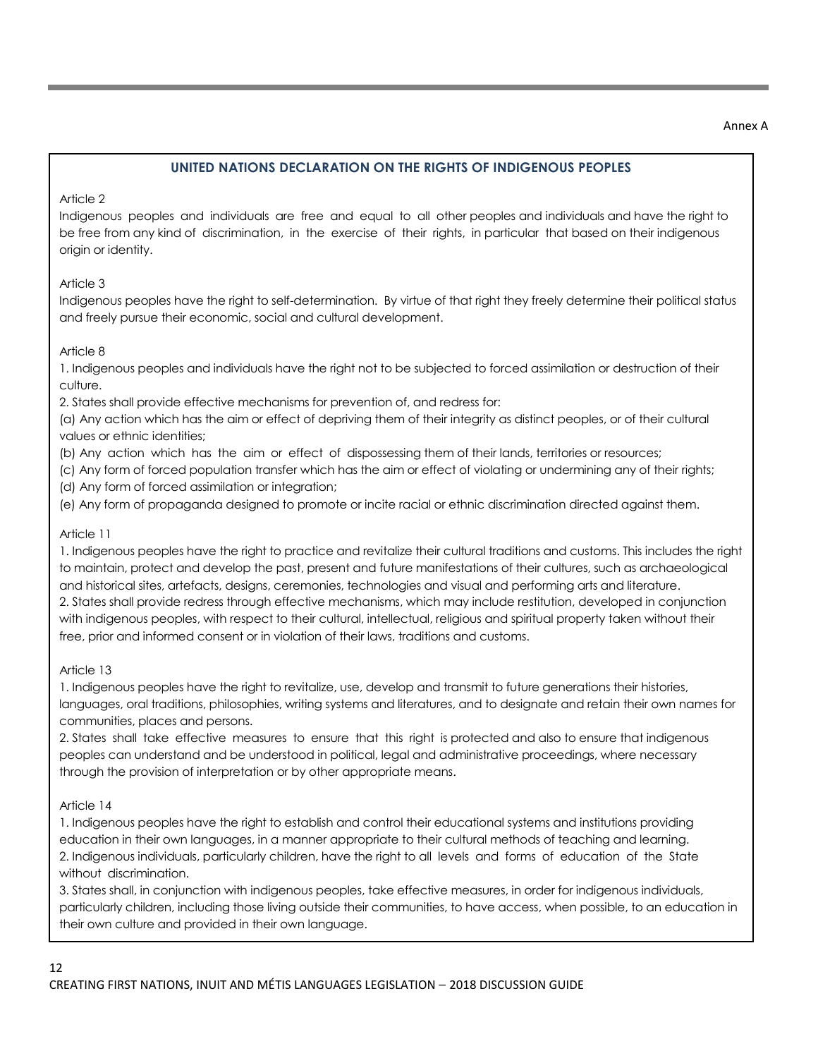Annex A

## UNITED NATIONS DECLARATION ON THE RIGHTS OF INDIGENOUS PEOPLES

Article 2

Indigenous peoples and individuals are free and equal to all other peoples and individuals and have the right to be free from any kind of discrimination, in the exercise of their rights, in particular that based on their indigenous origin or identity.

Article 3

Indigenous peoples have the right to self-determination. By virtue of that right they freely determine their political status and freely pursue their economic, social and cultural development.

Article 8

1. Indigenous peoples and individuals have the right not to be subjected to forced assimilation or destruction of their culture.
2. States shall provide effective mechanisms for prevention of, and redress for:

(a) Any action which has the aim or effect of depriving them of their integrity as distinct peoples, or of their cultural values or ethnic identities;
(b) Any action which has the aim or effect of dispossessing them of their lands, territories or resources;
(c) Any form of forced population transfer which has the aim or effect of violating or undermining any of their rights;
(d) Any form of forced assimilation or integration;
(e) Any form of propaganda designed to promote or incite racial or ethnic discrimination directed against them.

Article 11

1. Indigenous peoples have the right to practice and revitalize their cultural traditions and customs. This includes the right to maintain, protect and develop the past, present and future manifestations of their cultures, such as archaeological and historical sites, artefacts, designs, ceremonies, technologies and visual and performing arts and literature.
2. States shall provide redress through effective mechanisms, which may include restitution, developed in conjunction with indigenous peoples, with respect to their cultural, intellectual, religious and spiritual property taken without their free, prior and informed consent or in violation of their laws, traditions and customs.

Article 13

1. Indigenous peoples have the right to revitalize, use, develop and transmit to future generations their histories, languages, oral traditions, philosophies, writing systems and literatures, and to designate and retain their own names for communities, places and persons.
2. States shall take effective measures to ensure that this right is protected and also to ensure that indigenous peoples can understand and be understood in political, legal and administrative proceedings, where necessary through the provision of interpretation or by other appropriate means.

Article 14

1. Indigenous peoples have the right to establish and control their educational systems and institutions providing education in their own languages, in a manner appropriate to their cultural methods of teaching and learning.
2. Indigenous individuals, particularly children, have the right to all levels and forms of education of the State without discrimination.
3. States shall, in conjunction with indigenous peoples, take effective measures, in order for indigenous individuals, particularly children, including those living outside their communities, to have access, when possible, to an education in their own culture and provided in their own language.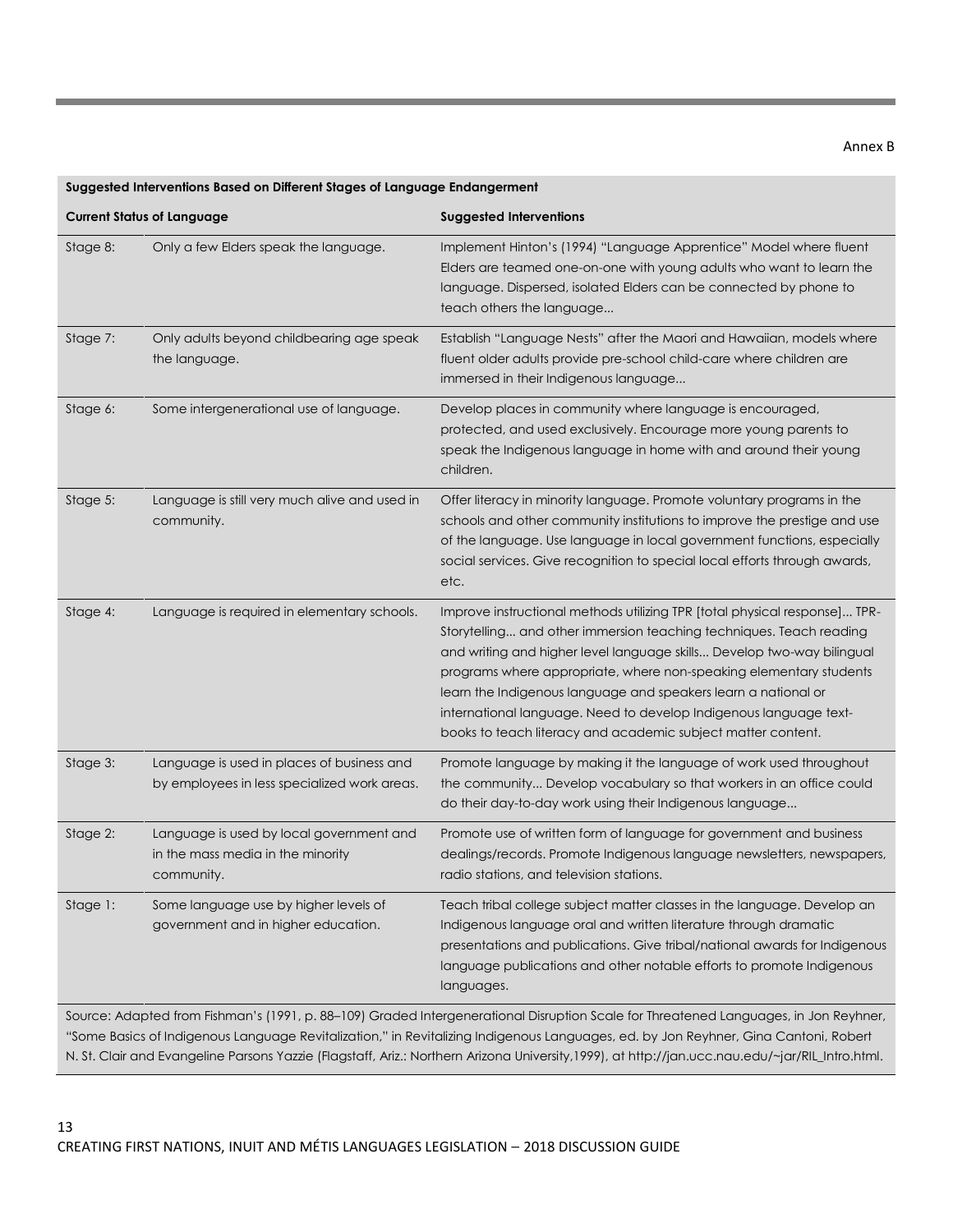Annex B

**Suggested Interventions Based on Different Stages of Language Endangerment**

| **Current Status of Language** | | **Suggested Interventions** |
|---|---|---|
| Stage 8: | Only a few Elders speak the language. | Implement Hinton's (1994) "Language Apprentice" Model where fluent Elders are teamed one-on-one with young adults who want to learn the language. Dispersed, isolated Elders can be connected by phone to teach others the language... |
| Stage 7: | Only adults beyond childbearing age speak the language. | Establish "Language Nests" after the Maori and Hawaiian, models where fluent older adults provide pre-school child-care where children are immersed in their Indigenous language... |
| Stage 6: | Some intergenerational use of language. | Develop places in community where language is encouraged, protected, and used exclusively. Encourage more young parents to speak the Indigenous language in home with and around their young children. |
| Stage 5: | Language is still very much alive and used in community. | Offer literacy in minority language. Promote voluntary programs in the schools and other community institutions to improve the prestige and use of the language. Use language in local government functions, especially social services. Give recognition to special local efforts through awards, etc. |
| Stage 4: | Language is required in elementary schools. | Improve instructional methods utilizing TPR [total physical response]... TPR-Storytelling... and other immersion teaching techniques. Teach reading and writing and higher level language skills... Develop two-way bilingual programs where appropriate, where non-speaking elementary students learn the Indigenous language and speakers learn a national or international language. Need to develop Indigenous language text-books to teach literacy and academic subject matter content. |
| Stage 3: | Language is used in places of business and by employees in less specialized work areas. | Promote language by making it the language of work used throughout the community... Develop vocabulary so that workers in an office could do their day-to-day work using their Indigenous language... |
| Stage 2: | Language is used by local government and in the mass media in the minority community. | Promote use of written form of language for government and business dealings/records. Promote Indigenous language newsletters, newspapers, radio stations, and television stations. |
| Stage 1: | Some language use by higher levels of government and in higher education. | Teach tribal college subject matter classes in the language. Develop an Indigenous language oral and written literature through dramatic presentations and publications. Give tribal/national awards for Indigenous language publications and other notable efforts to promote Indigenous languages. |

Source: Adapted from Fishman's (1991, p. 88–109) Graded Intergenerational Disruption Scale for Threatened Languages, in Jon Reyhner, "Some Basics of Indigenous Language Revitalization," in Revitalizing Indigenous Languages, ed. by Jon Reyhner, Gina Cantoni, Robert N. St. Clair and Evangeline Parsons Yazzie (Flagstaff, Ariz.: Northern Arizona University,1999), at http://jan.ucc.nau.edu/~jar/RIL_Intro.html.